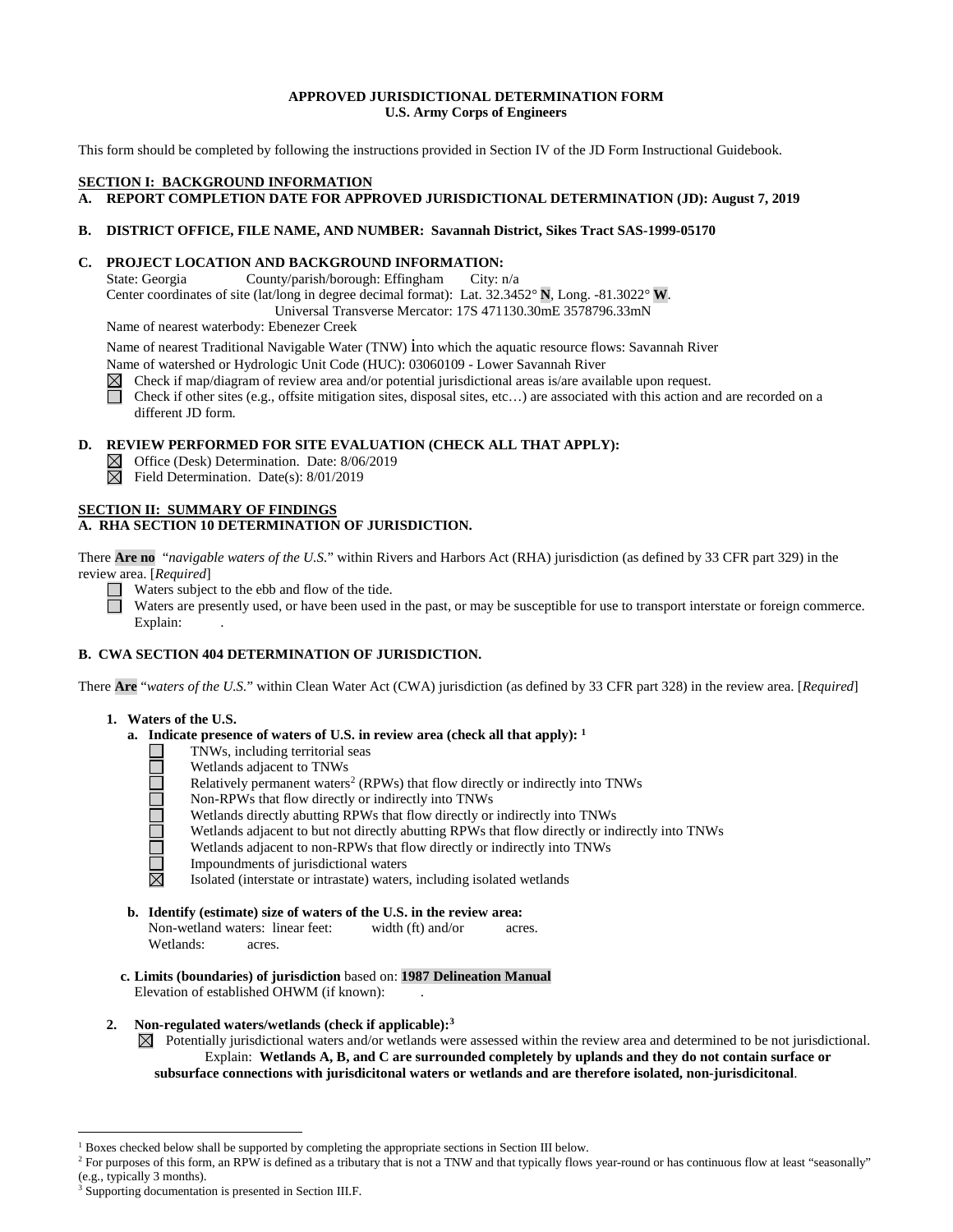**APPROVED JURISDICTIONAL DETERMINATION FORM**
**U.S. Army Corps of Engineers**

This form should be completed by following the instructions provided in Section IV of the JD Form Instructional Guidebook.

**SECTION I: BACKGROUND INFORMATION**

**A. REPORT COMPLETION DATE FOR APPROVED JURISDICTIONAL DETERMINATION (JD): August 7, 2019**

**B. DISTRICT OFFICE, FILE NAME, AND NUMBER: Savannah District, Sikes Tract SAS-1999-05170**

**C. PROJECT LOCATION AND BACKGROUND INFORMATION:**

State: Georgia County/parish/borough: Effingham City: n/a

Center coordinates of site (lat/long in degree decimal format): Lat. 32.3452° **N**, Long. -81.3022° **W**.

Universal Transverse Mercator: 17S 471130.30mE 3578796.33mN

Name of nearest waterbody: Ebenezer Creek

Name of nearest Traditional Navigable Water (TNW) into which the aquatic resource flows: Savannah River

Name of watershed or Hydrologic Unit Code (HUC): 03060109 - Lower Savannah River

☒ Check if map/diagram of review area and/or potential jurisdictional areas is/are available upon request.

☐ Check if other sites (e.g., offsite mitigation sites, disposal sites, etc…) are associated with this action and are recorded on a different JD form.

**D. REVIEW PERFORMED FOR SITE EVALUATION (CHECK ALL THAT APPLY):**

☒ Office (Desk) Determination. Date: 8/06/2019

☒ Field Determination. Date(s): 8/01/2019

**SECTION II: SUMMARY OF FINDINGS**

**A. RHA SECTION 10 DETERMINATION OF JURISDICTION.**

There **Are no** "*navigable waters of the U.S.*" within Rivers and Harbors Act (RHA) jurisdiction (as defined by 33 CFR part 329) in the review area. [*Required*]

☐ Waters subject to the ebb and flow of the tide.

☐ Waters are presently used, or have been used in the past, or may be susceptible for use to transport interstate or foreign commerce. Explain: .

**B. CWA SECTION 404 DETERMINATION OF JURISDICTION.**

There **Are** "*waters of the U.S.*" within Clean Water Act (CWA) jurisdiction (as defined by 33 CFR part 328) in the review area. [*Required*]

**1. Waters of the U.S.**

**a. Indicate presence of waters of U.S. in review area (check all that apply):** [1]

☐ TNWs, including territorial seas

☐ Wetlands adjacent to TNWs

☐ Relatively permanent waters[2] (RPWs) that flow directly or indirectly into TNWs

☐ Non-RPWs that flow directly or indirectly into TNWs

☐ Wetlands directly abutting RPWs that flow directly or indirectly into TNWs

☐ Wetlands adjacent to but not directly abutting RPWs that flow directly or indirectly into TNWs

☐ Wetlands adjacent to non-RPWs that flow directly or indirectly into TNWs

☐ Impoundments of jurisdictional waters

☒ Isolated (interstate or intrastate) waters, including isolated wetlands

**b. Identify (estimate) size of waters of the U.S. in the review area:**

Non-wetland waters: linear feet: width (ft) and/or acres.

Wetlands: acres.

**c. Limits (boundaries) of jurisdiction** based on: **1987 Delineation Manual**

Elevation of established OHWM (if known): .

**2. Non-regulated waters/wetlands (check if applicable):**[3]

☒ Potentially jurisdictional waters and/or wetlands were assessed within the review area and determined to be not jurisdictional.

Explain: **Wetlands A, B, and C are surrounded completely by uplands and they do not contain surface or subsurface connections with jurisdicitonal waters or wetlands and are therefore isolated, non-jurisdicitonal**.

---

[1] Boxes checked below shall be supported by completing the appropriate sections in Section III below.

[2] For purposes of this form, an RPW is defined as a tributary that is not a TNW and that typically flows year-round or has continuous flow at least "seasonally" (e.g., typically 3 months).

[3] Supporting documentation is presented in Section III.F.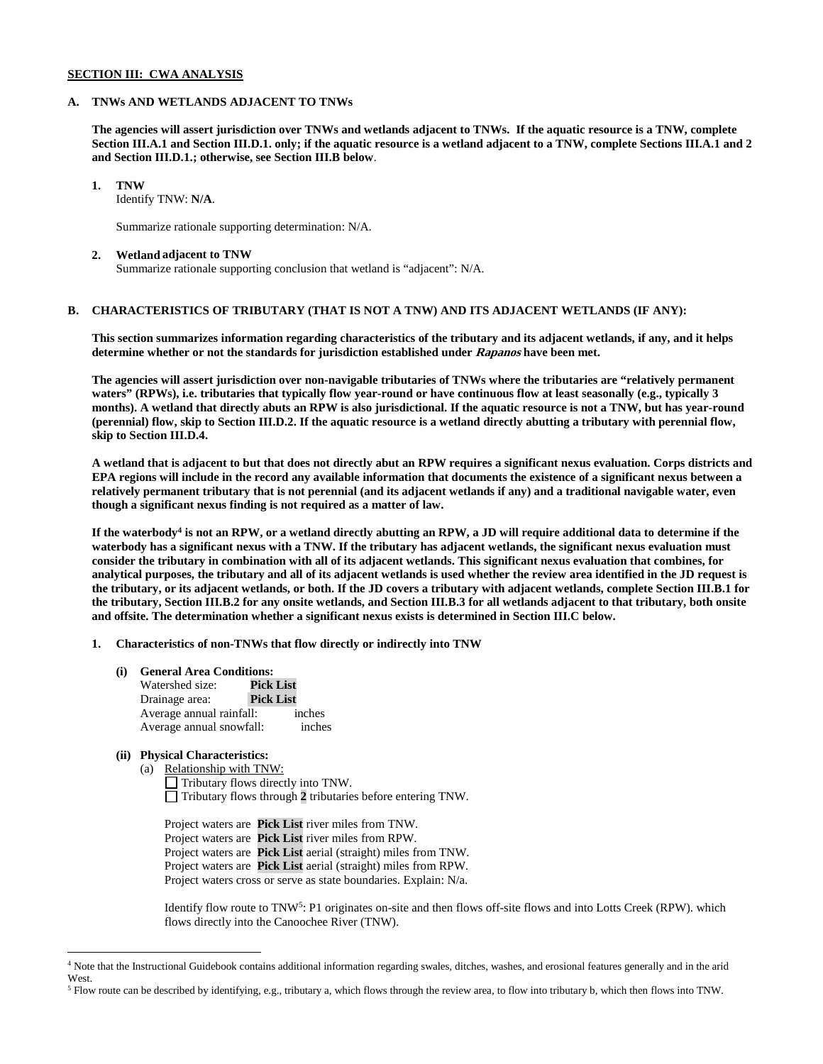**SECTION III: CWA ANALYSIS**

**A. TNWs AND WETLANDS ADJACENT TO TNWs**

**The agencies will assert jurisdiction over TNWs and wetlands adjacent to TNWs. If the aquatic resource is a TNW, complete Section III.A.1 and Section III.D.1. only; if the aquatic resource is a wetland adjacent to a TNW, complete Sections III.A.1 and 2 and Section III.D.1.; otherwise, see Section III.B below**.

**1. TNW**
Identify TNW: **N/A**.

Summarize rationale supporting determination: N/A.

**2. Wetland adjacent to TNW**
Summarize rationale supporting conclusion that wetland is "adjacent": N/A.

**B. CHARACTERISTICS OF TRIBUTARY (THAT IS NOT A TNW) AND ITS ADJACENT WETLANDS (IF ANY):**

**This section summarizes information regarding characteristics of the tributary and its adjacent wetlands, if any, and it helps determine whether or not the standards for jurisdiction established under *Rapanos* have been met.**

**The agencies will assert jurisdiction over non-navigable tributaries of TNWs where the tributaries are "relatively permanent waters" (RPWs), i.e. tributaries that typically flow year-round or have continuous flow at least seasonally (e.g., typically 3 months). A wetland that directly abuts an RPW is also jurisdictional. If the aquatic resource is not a TNW, but has year-round (perennial) flow, skip to Section III.D.2. If the aquatic resource is a wetland directly abutting a tributary with perennial flow, skip to Section III.D.4.**

**A wetland that is adjacent to but that does not directly abut an RPW requires a significant nexus evaluation. Corps districts and EPA regions will include in the record any available information that documents the existence of a significant nexus between a relatively permanent tributary that is not perennial (and its adjacent wetlands if any) and a traditional navigable water, even though a significant nexus finding is not required as a matter of law.**

**If the waterbody[4] is not an RPW, or a wetland directly abutting an RPW, a JD will require additional data to determine if the waterbody has a significant nexus with a TNW. If the tributary has adjacent wetlands, the significant nexus evaluation must consider the tributary in combination with all of its adjacent wetlands. This significant nexus evaluation that combines, for analytical purposes, the tributary and all of its adjacent wetlands is used whether the review area identified in the JD request is the tributary, or its adjacent wetlands, or both. If the JD covers a tributary with adjacent wetlands, complete Section III.B.1 for the tributary, Section III.B.2 for any onsite wetlands, and Section III.B.3 for all wetlands adjacent to that tributary, both onsite and offsite. The determination whether a significant nexus exists is determined in Section III.C below.**

**1. Characteristics of non-TNWs that flow directly or indirectly into TNW**

**(i) General Area Conditions:**
Watershed size: **Pick List**
Drainage area: **Pick List**
Average annual rainfall: inches
Average annual snowfall: inches

**(ii) Physical Characteristics:**

(a) Relationship with TNW:
☐ Tributary flows directly into TNW.
☐ Tributary flows through **2** tributaries before entering TNW.

Project waters are **Pick List** river miles from TNW.
Project waters are **Pick List** river miles from RPW.
Project waters are **Pick List** aerial (straight) miles from TNW.
Project waters are **Pick List** aerial (straight) miles from RPW.
Project waters cross or serve as state boundaries. Explain: N/a.

Identify flow route to TNW[5]: P1 originates on-site and then flows off-site flows and into Lotts Creek (RPW). which flows directly into the Canoochee River (TNW).

---

[4] Note that the Instructional Guidebook contains additional information regarding swales, ditches, washes, and erosional features generally and in the arid West.

[5] Flow route can be described by identifying, e.g., tributary a, which flows through the review area, to flow into tributary b, which then flows into TNW.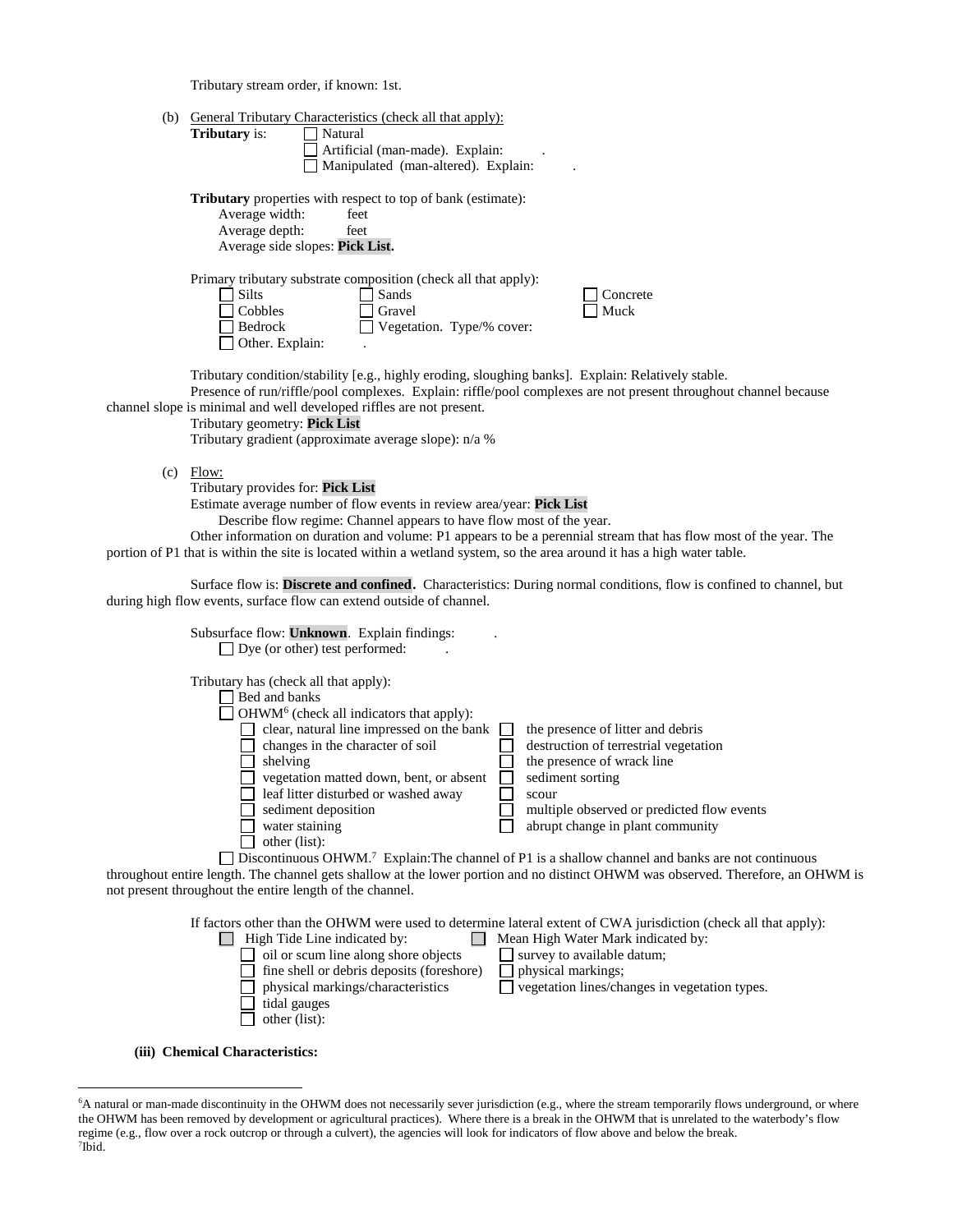Tributary stream order, if known: 1st.

(b) General Tributary Characteristics (check all that apply):

**Tributary** is: ☐ Natural
☐ Artificial (man-made). Explain: .
☐ Manipulated (man-altered). Explain: .

**Tributary** properties with respect to top of bank (estimate):
Average width: feet
Average depth: feet
Average side slopes: **Pick List.**

Primary tributary substrate composition (check all that apply):

☐ Silts ☐ Sands ☐ Concrete
☐ Cobbles ☐ Gravel ☐ Muck
☐ Bedrock ☐ Vegetation. Type/% cover:
☐ Other. Explain: .

Tributary condition/stability [e.g., highly eroding, sloughing banks]. Explain: Relatively stable.
Presence of run/riffle/pool complexes. Explain: riffle/pool complexes are not present throughout channel because channel slope is minimal and well developed riffles are not present.
Tributary geometry: **Pick List**
Tributary gradient (approximate average slope): n/a %

(c) Flow:

Tributary provides for: **Pick List**
Estimate average number of flow events in review area/year: **Pick List**
Describe flow regime: Channel appears to have flow most of the year.
Other information on duration and volume: P1 appears to be a perennial stream that has flow most of the year. The portion of P1 that is within the site is located within a wetland system, so the area around it has a high water table.

Surface flow is: **Discrete and confined.** Characteristics: During normal conditions, flow is confined to channel, but during high flow events, surface flow can extend outside of channel.

Subsurface flow: **Unknown**. Explain findings: .
☐ Dye (or other) test performed: .

Tributary has (check all that apply):
☐ Bed and banks
☐ OHWM[6] (check all indicators that apply):

☐ clear, natural line impressed on the bank
☐ changes in the character of soil
☐ shelving
☐ vegetation matted down, bent, or absent
☐ leaf litter disturbed or washed away
☐ sediment deposition
☐ water staining
☐ other (list):
☐ the presence of litter and debris
☐ destruction of terrestrial vegetation
☐ the presence of wrack line
☐ sediment sorting
☐ scour
☐ multiple observed or predicted flow events
☐ abrupt change in plant community

☐ Discontinuous OHWM.[7] Explain:The channel of P1 is a shallow channel and banks are not continuous throughout entire length. The channel gets shallow at the lower portion and no distinct OHWM was observed. Therefore, an OHWM is not present throughout the entire length of the channel.

If factors other than the OHWM were used to determine lateral extent of CWA jurisdiction (check all that apply):

☐ High Tide Line indicated by:
☐ oil or scum line along shore objects
☐ fine shell or debris deposits (foreshore)
☐ physical markings/characteristics
☐ tidal gauges
☐ other (list):

☐ Mean High Water Mark indicated by:
☐ survey to available datum;
☐ physical markings;
☐ vegetation lines/changes in vegetation types.

**(iii) Chemical Characteristics:**

---

[6] A natural or man-made discontinuity in the OHWM does not necessarily sever jurisdiction (e.g., where the stream temporarily flows underground, or where the OHWM has been removed by development or agricultural practices). Where there is a break in the OHWM that is unrelated to the waterbody's flow regime (e.g., flow over a rock outcrop or through a culvert), the agencies will look for indicators of flow above and below the break.
[7] Ibid.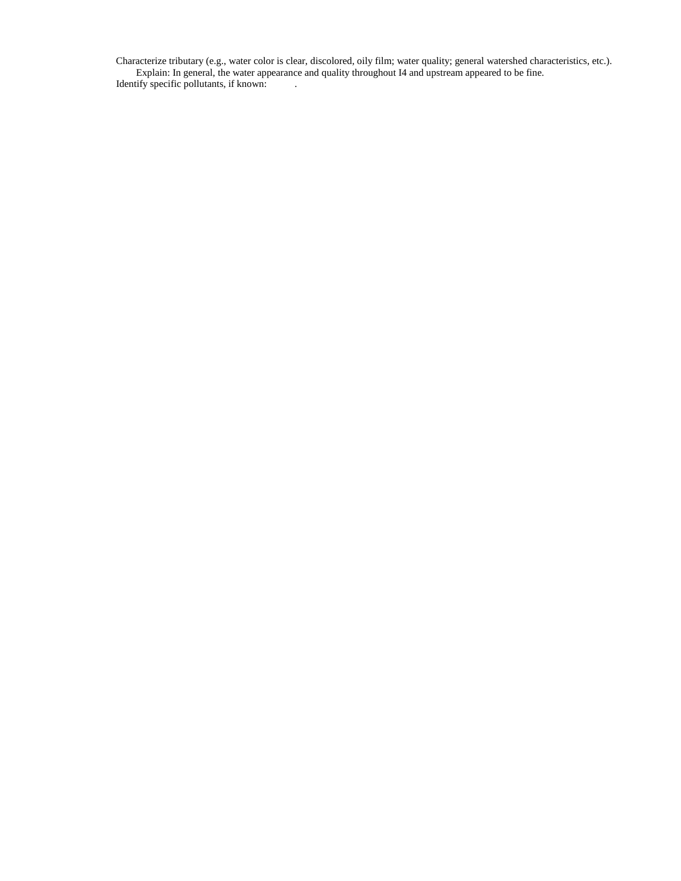Characterize tributary (e.g., water color is clear, discolored, oily film; water quality; general watershed characteristics, etc.).

Explain: In general, the water appearance and quality throughout I4 and upstream appeared to be fine.

Identify specific pollutants, if known: .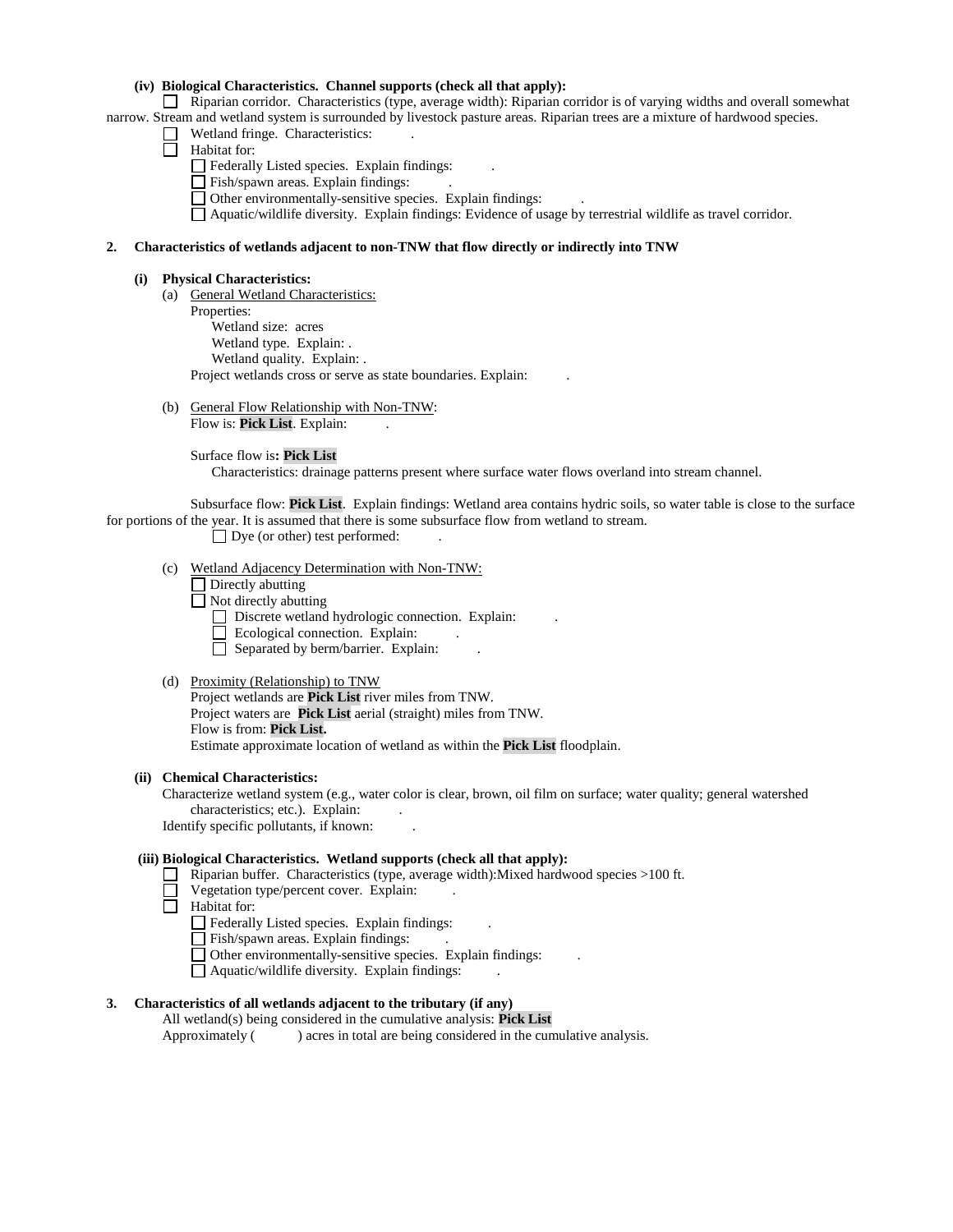**(iv) Biological Characteristics. Channel supports (check all that apply):**

☐ Riparian corridor. Characteristics (type, average width): Riparian corridor is of varying widths and overall somewhat narrow. Stream and wetland system is surrounded by livestock pasture areas. Riparian trees are a mixture of hardwood species.

☐ Wetland fringe. Characteristics: .

☐ Habitat for:

- ☐ Federally Listed species. Explain findings: .
- ☐ Fish/spawn areas. Explain findings: .
- ☐ Other environmentally-sensitive species. Explain findings: .
- ☐ Aquatic/wildlife diversity. Explain findings: Evidence of usage by terrestrial wildlife as travel corridor.

**2. Characteristics of wetlands adjacent to non-TNW that flow directly or indirectly into TNW**

**(i) Physical Characteristics:**

(a) General Wetland Characteristics:

Properties:

Wetland size: acres

Wetland type. Explain: .

Wetland quality. Explain: .

Project wetlands cross or serve as state boundaries. Explain: .

(b) General Flow Relationship with Non-TNW:

Flow is: **Pick List**. Explain: .

Surface flow is**: Pick List**

Characteristics: drainage patterns present where surface water flows overland into stream channel.

Subsurface flow: **Pick List**. Explain findings: Wetland area contains hydric soils, so water table is close to the surface for portions of the year. It is assumed that there is some subsurface flow from wetland to stream.

☐ Dye (or other) test performed: .

(c) Wetland Adjacency Determination with Non-TNW:

☐ Directly abutting

☐ Not directly abutting

- ☐ Discrete wetland hydrologic connection. Explain: .
- ☐ Ecological connection. Explain: .
- ☐ Separated by berm/barrier. Explain: .

(d) Proximity (Relationship) to TNW

Project wetlands are **Pick List** river miles from TNW.

Project waters are **Pick List** aerial (straight) miles from TNW.

Flow is from: **Pick List.**

Estimate approximate location of wetland as within the **Pick List** floodplain.

**(ii) Chemical Characteristics:**

Characterize wetland system (e.g., water color is clear, brown, oil film on surface; water quality; general watershed characteristics; etc.). Explain: .

Identify specific pollutants, if known: .

**(iii) Biological Characteristics. Wetland supports (check all that apply):**

☐ Riparian buffer. Characteristics (type, average width):Mixed hardwood species >100 ft.

☐ Vegetation type/percent cover. Explain: .

☐ Habitat for:

- ☐ Federally Listed species. Explain findings: .
- ☐ Fish/spawn areas. Explain findings: .
- ☐ Other environmentally-sensitive species. Explain findings: .
- ☐ Aquatic/wildlife diversity. Explain findings: .

**3. Characteristics of all wetlands adjacent to the tributary (if any)**

All wetland(s) being considered in the cumulative analysis: **Pick List**

Approximately ( ) acres in total are being considered in the cumulative analysis.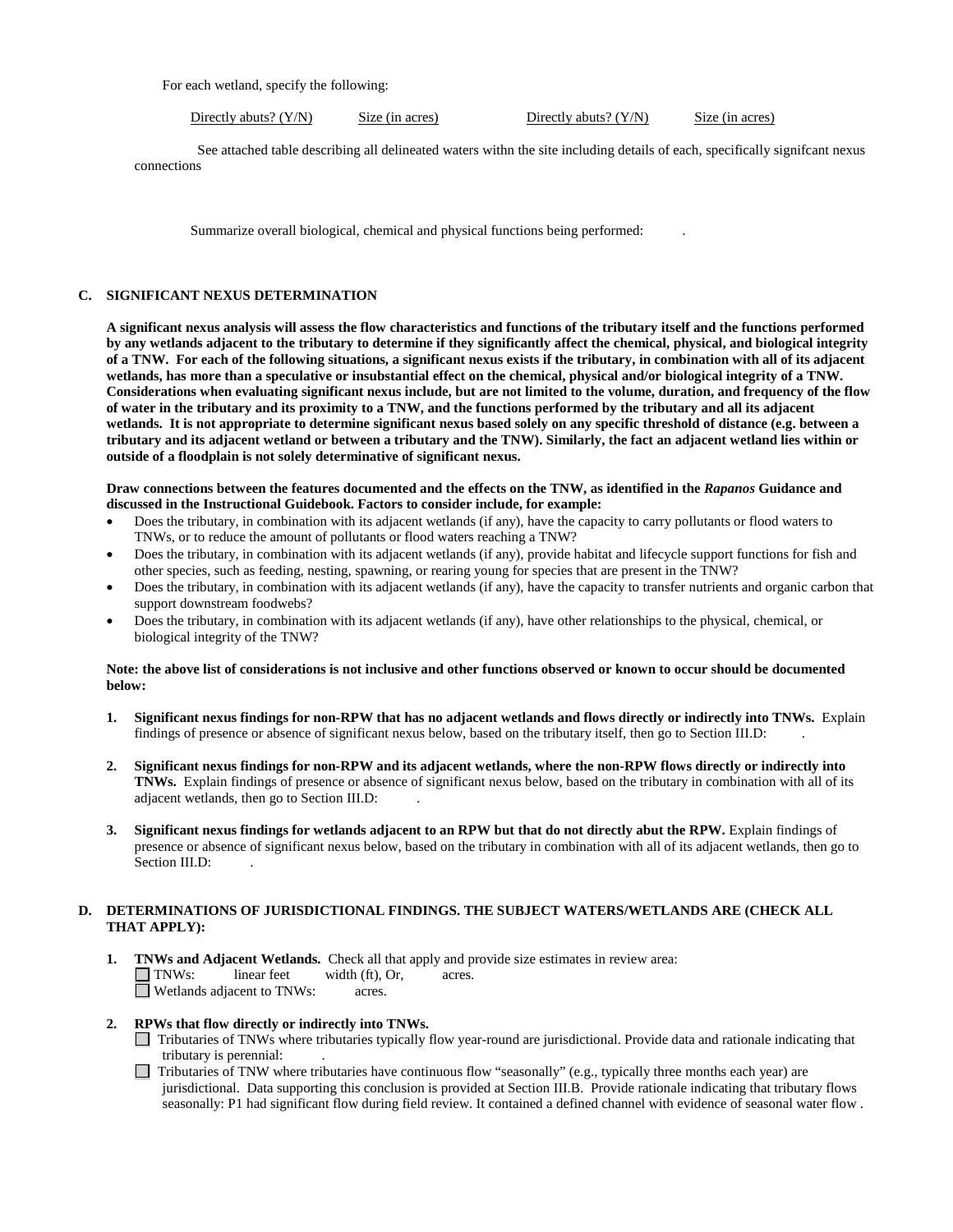For each wetland, specify the following:

Directly abuts? (Y/N) Size (in acres) Directly abuts? (Y/N) Size (in acres)

See attached table describing all delineated waters withn the site including details of each, specifically signifcant nexus connections

Summarize overall biological, chemical and physical functions being performed: .

## C. SIGNIFICANT NEXUS DETERMINATION

**A significant nexus analysis will assess the flow characteristics and functions of the tributary itself and the functions performed by any wetlands adjacent to the tributary to determine if they significantly affect the chemical, physical, and biological integrity of a TNW. For each of the following situations, a significant nexus exists if the tributary, in combination with all of its adjacent wetlands, has more than a speculative or insubstantial effect on the chemical, physical and/or biological integrity of a TNW. Considerations when evaluating significant nexus include, but are not limited to the volume, duration, and frequency of the flow of water in the tributary and its proximity to a TNW, and the functions performed by the tributary and all its adjacent wetlands. It is not appropriate to determine significant nexus based solely on any specific threshold of distance (e.g. between a tributary and its adjacent wetland or between a tributary and the TNW). Similarly, the fact an adjacent wetland lies within or outside of a floodplain is not solely determinative of significant nexus.**

**Draw connections between the features documented and the effects on the TNW, as identified in the *Rapanos* Guidance and discussed in the Instructional Guidebook. Factors to consider include, for example:**

- Does the tributary, in combination with its adjacent wetlands (if any), have the capacity to carry pollutants or flood waters to TNWs, or to reduce the amount of pollutants or flood waters reaching a TNW?
- Does the tributary, in combination with its adjacent wetlands (if any), provide habitat and lifecycle support functions for fish and other species, such as feeding, nesting, spawning, or rearing young for species that are present in the TNW?
- Does the tributary, in combination with its adjacent wetlands (if any), have the capacity to transfer nutrients and organic carbon that support downstream foodwebs?
- Does the tributary, in combination with its adjacent wetlands (if any), have other relationships to the physical, chemical, or biological integrity of the TNW?

**Note: the above list of considerations is not inclusive and other functions observed or known to occur should be documented below:**

1. **Significant nexus findings for non-RPW that has no adjacent wetlands and flows directly or indirectly into TNWs.** Explain findings of presence or absence of significant nexus below, based on the tributary itself, then go to Section III.D: .

2. **Significant nexus findings for non-RPW and its adjacent wetlands, where the non-RPW flows directly or indirectly into TNWs.** Explain findings of presence or absence of significant nexus below, based on the tributary in combination with all of its adjacent wetlands, then go to Section III.D: .

3. **Significant nexus findings for wetlands adjacent to an RPW but that do not directly abut the RPW.** Explain findings of presence or absence of significant nexus below, based on the tributary in combination with all of its adjacent wetlands, then go to Section III.D: .

## D. DETERMINATIONS OF JURISDICTIONAL FINDINGS. THE SUBJECT WATERS/WETLANDS ARE (CHECK ALL THAT APPLY):

1. **TNWs and Adjacent Wetlands.** Check all that apply and provide size estimates in review area:
   - ☐ TNWs: linear feet width (ft), Or, acres.
   - ☐ Wetlands adjacent to TNWs: acres.

2. **RPWs that flow directly or indirectly into TNWs.**
   - ☐ Tributaries of TNWs where tributaries typically flow year-round are jurisdictional. Provide data and rationale indicating that tributary is perennial: .
   - ☐ Tributaries of TNW where tributaries have continuous flow "seasonally" (e.g., typically three months each year) are jurisdictional. Data supporting this conclusion is provided at Section III.B. Provide rationale indicating that tributary flows seasonally: P1 had significant flow during field review. It contained a defined channel with evidence of seasonal water flow .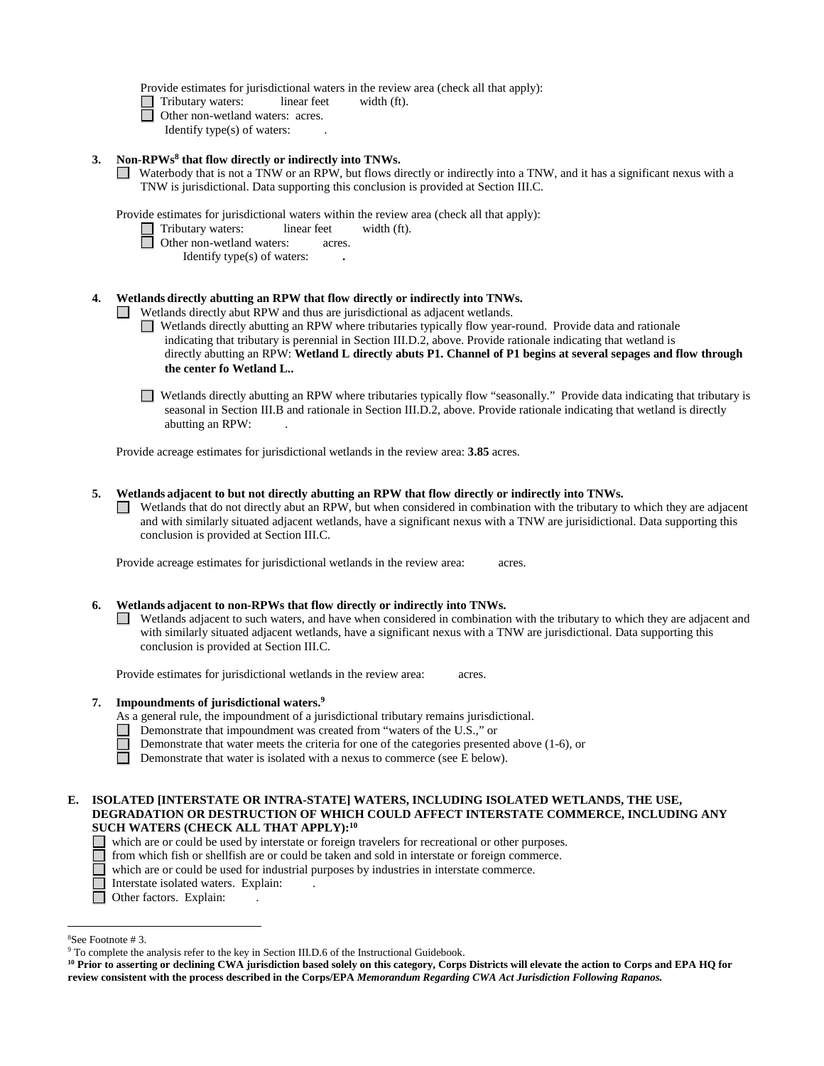Provide estimates for jurisdictional waters in the review area (check all that apply):

☐ Tributary waters: linear feet width (ft).

☐ Other non-wetland waters: acres.

Identify type(s) of waters: .

**3. Non-RPWs[8] that flow directly or indirectly into TNWs.**

☐ Waterbody that is not a TNW or an RPW, but flows directly or indirectly into a TNW, and it has a significant nexus with a TNW is jurisdictional. Data supporting this conclusion is provided at Section III.C.

Provide estimates for jurisdictional waters within the review area (check all that apply):

☐ Tributary waters: linear feet width (ft).

☐ Other non-wetland waters: acres.

Identify type(s) of waters: **.**

**4. Wetlands directly abutting an RPW that flow directly or indirectly into TNWs.**

☐ Wetlands directly abut RPW and thus are jurisdictional as adjacent wetlands.

☐ Wetlands directly abutting an RPW where tributaries typically flow year-round. Provide data and rationale indicating that tributary is perennial in Section III.D.2, above. Provide rationale indicating that wetland is directly abutting an RPW: **Wetland L directly abuts P1. Channel of P1 begins at several sepages and flow through the center fo Wetland L..**

☐ Wetlands directly abutting an RPW where tributaries typically flow "seasonally." Provide data indicating that tributary is seasonal in Section III.B and rationale in Section III.D.2, above. Provide rationale indicating that wetland is directly abutting an RPW: .

Provide acreage estimates for jurisdictional wetlands in the review area: **3.85** acres.

**5. Wetlands adjacent to but not directly abutting an RPW that flow directly or indirectly into TNWs.**

☐ Wetlands that do not directly abut an RPW, but when considered in combination with the tributary to which they are adjacent and with similarly situated adjacent wetlands, have a significant nexus with a TNW are jurisidictional. Data supporting this conclusion is provided at Section III.C.

Provide acreage estimates for jurisdictional wetlands in the review area: acres.

**6. Wetlands adjacent to non-RPWs that flow directly or indirectly into TNWs.**

☐ Wetlands adjacent to such waters, and have when considered in combination with the tributary to which they are adjacent and with similarly situated adjacent wetlands, have a significant nexus with a TNW are jurisdictional. Data supporting this conclusion is provided at Section III.C.

Provide estimates for jurisdictional wetlands in the review area: acres.

**7. Impoundments of jurisdictional waters.[9]**

As a general rule, the impoundment of a jurisdictional tributary remains jurisdictional.

☐ Demonstrate that impoundment was created from "waters of the U.S.," or

☐ Demonstrate that water meets the criteria for one of the categories presented above (1-6), or

☐ Demonstrate that water is isolated with a nexus to commerce (see E below).

**E. ISOLATED [INTERSTATE OR INTRA-STATE] WATERS, INCLUDING ISOLATED WETLANDS, THE USE, DEGRADATION OR DESTRUCTION OF WHICH COULD AFFECT INTERSTATE COMMERCE, INCLUDING ANY SUCH WATERS (CHECK ALL THAT APPLY):[10]**

☐ which are or could be used by interstate or foreign travelers for recreational or other purposes.

☐ from which fish or shellfish are or could be taken and sold in interstate or foreign commerce.

☐ which are or could be used for industrial purposes by industries in interstate commerce.

☐ Interstate isolated waters. Explain: .

☐ Other factors. Explain: .

---

[8]See Footnote # 3.

[9] To complete the analysis refer to the key in Section III.D.6 of the Instructional Guidebook.

**[10] Prior to asserting or declining CWA jurisdiction based solely on this category, Corps Districts will elevate the action to Corps and EPA HQ for review consistent with the process described in the Corps/EPA *Memorandum Regarding CWA Act Jurisdiction Following Rapanos.***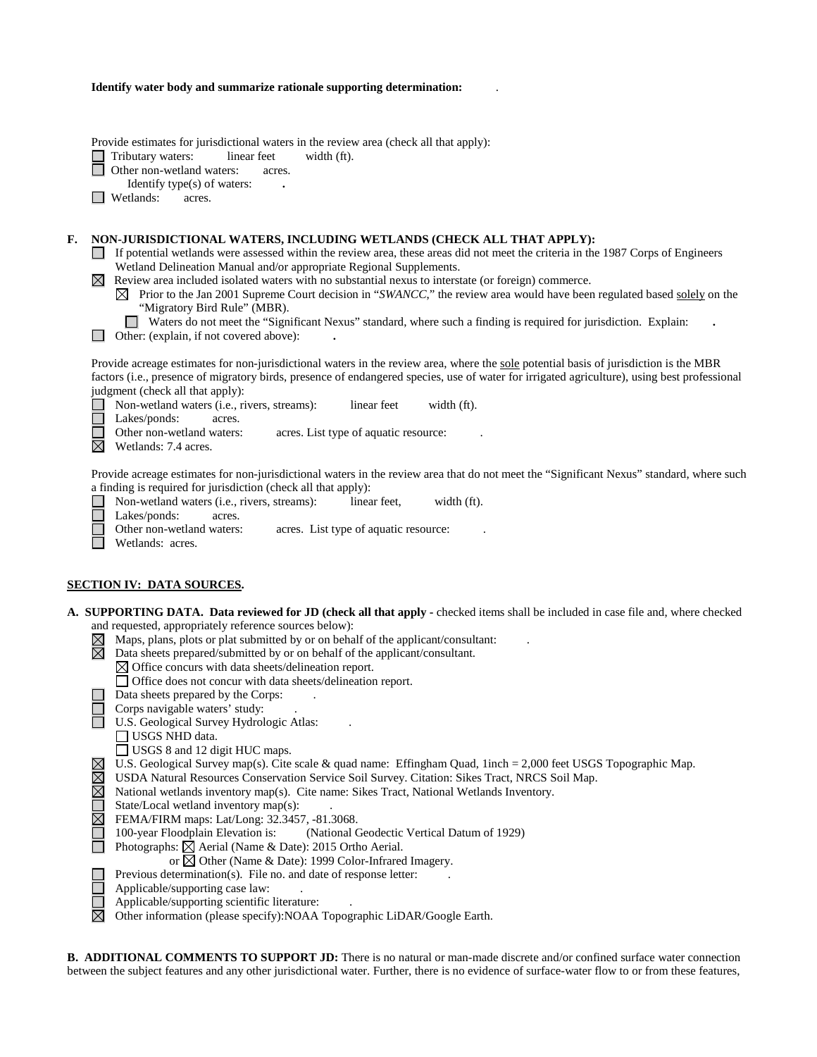**Identify water body and summarize rationale supporting determination:** .

Provide estimates for jurisdictional waters in the review area (check all that apply):

- ☐ Tributary waters: linear feet width (ft).
- ☐ Other non-wetland waters: acres.
  - Identify type(s) of waters: **.**
- ☐ Wetlands: acres.

**F. NON-JURISDICTIONAL WATERS, INCLUDING WETLANDS (CHECK ALL THAT APPLY):**

- ☐ If potential wetlands were assessed within the review area, these areas did not meet the criteria in the 1987 Corps of Engineers Wetland Delineation Manual and/or appropriate Regional Supplements.
- ☒ Review area included isolated waters with no substantial nexus to interstate (or foreign) commerce.
  - ☒ Prior to the Jan 2001 Supreme Court decision in "*SWANCC*," the review area would have been regulated based solely on the "Migratory Bird Rule" (MBR).
  - ☐ Waters do not meet the "Significant Nexus" standard, where such a finding is required for jurisdiction. Explain: **.**
- ☐ Other: (explain, if not covered above): **.**

Provide acreage estimates for non-jurisdictional waters in the review area, where the sole potential basis of jurisdiction is the MBR factors (i.e., presence of migratory birds, presence of endangered species, use of water for irrigated agriculture), using best professional judgment (check all that apply):

- ☐ Non-wetland waters (i.e., rivers, streams): linear feet width (ft).
- ☐ Lakes/ponds: acres.
- ☐ Other non-wetland waters: acres. List type of aquatic resource: .
- ☒ Wetlands: 7.4 acres.

Provide acreage estimates for non-jurisdictional waters in the review area that do not meet the "Significant Nexus" standard, where such a finding is required for jurisdiction (check all that apply):

- ☐ Non-wetland waters (i.e., rivers, streams): linear feet, width (ft).
- ☐ Lakes/ponds: acres.
- ☐ Other non-wetland waters: acres. List type of aquatic resource: .
- ☐ Wetlands: acres.

## SECTION IV: DATA SOURCES.

**A. SUPPORTING DATA. Data reviewed for JD (check all that apply -** checked items shall be included in case file and, where checked and requested, appropriately reference sources below):

- ☒ Maps, plans, plots or plat submitted by or on behalf of the applicant/consultant: .
- ☒ Data sheets prepared/submitted by or on behalf of the applicant/consultant.
  - ☒ Office concurs with data sheets/delineation report.
  - ☐ Office does not concur with data sheets/delineation report.
- ☐ Data sheets prepared by the Corps: .
- ☐ Corps navigable waters' study: .
- ☐ U.S. Geological Survey Hydrologic Atlas: .
  - ☐ USGS NHD data.
  - ☐ USGS 8 and 12 digit HUC maps.
- ☒ U.S. Geological Survey map(s). Cite scale & quad name: Effingham Quad, 1inch = 2,000 feet USGS Topographic Map.
- ☒ USDA Natural Resources Conservation Service Soil Survey. Citation: Sikes Tract, NRCS Soil Map.
- ☒ National wetlands inventory map(s). Cite name: Sikes Tract, National Wetlands Inventory.
- ☐ State/Local wetland inventory map(s): .
- ☒ FEMA/FIRM maps: Lat/Long: 32.3457, -81.3068.
- ☐ 100-year Floodplain Elevation is: (National Geodectic Vertical Datum of 1929)
- ☐ Photographs: ☒ Aerial (Name & Date): 2015 Ortho Aerial.
  - or ☒ Other (Name & Date): 1999 Color-Infrared Imagery.
- ☐ Previous determination(s). File no. and date of response letter: .
- ☐ Applicable/supporting case law: .
- ☐ Applicable/supporting scientific literature: .
- ☒ Other information (please specify):NOAA Topographic LiDAR/Google Earth.

**B. ADDITIONAL COMMENTS TO SUPPORT JD:** There is no natural or man-made discrete and/or confined surface water connection between the subject features and any other jurisdictional water. Further, there is no evidence of surface-water flow to or from these features,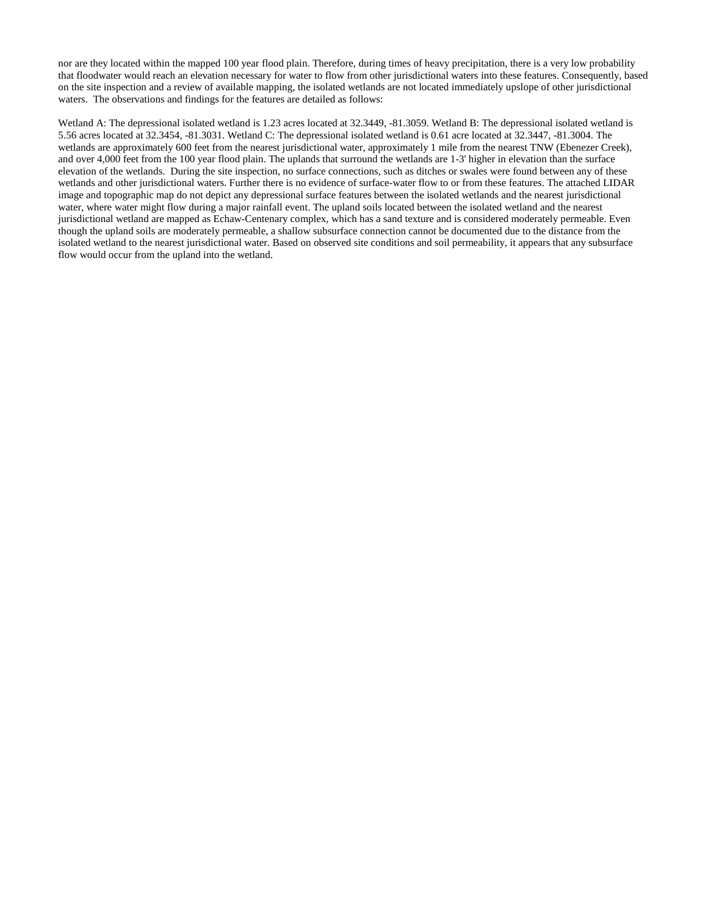nor are they located within the mapped 100 year flood plain. Therefore, during times of heavy precipitation, there is a very low probability that floodwater would reach an elevation necessary for water to flow from other jurisdictional waters into these features. Consequently, based on the site inspection and a review of available mapping, the isolated wetlands are not located immediately upslope of other jurisdictional waters. The observations and findings for the features are detailed as follows:

Wetland A: The depressional isolated wetland is 1.23 acres located at 32.3449, -81.3059. Wetland B: The depressional isolated wetland is 5.56 acres located at 32.3454, -81.3031. Wetland C: The depressional isolated wetland is 0.61 acre located at 32.3447, -81.3004. The wetlands are approximately 600 feet from the nearest jurisdictional water, approximately 1 mile from the nearest TNW (Ebenezer Creek), and over 4,000 feet from the 100 year flood plain. The uplands that surround the wetlands are 1-3' higher in elevation than the surface elevation of the wetlands. During the site inspection, no surface connections, such as ditches or swales were found between any of these wetlands and other jurisdictional waters. Further there is no evidence of surface-water flow to or from these features. The attached LIDAR image and topographic map do not depict any depressional surface features between the isolated wetlands and the nearest jurisdictional water, where water might flow during a major rainfall event. The upland soils located between the isolated wetland and the nearest jurisdictional wetland are mapped as Echaw-Centenary complex, which has a sand texture and is considered moderately permeable. Even though the upland soils are moderately permeable, a shallow subsurface connection cannot be documented due to the distance from the isolated wetland to the nearest jurisdictional water. Based on observed site conditions and soil permeability, it appears that any subsurface flow would occur from the upland into the wetland.